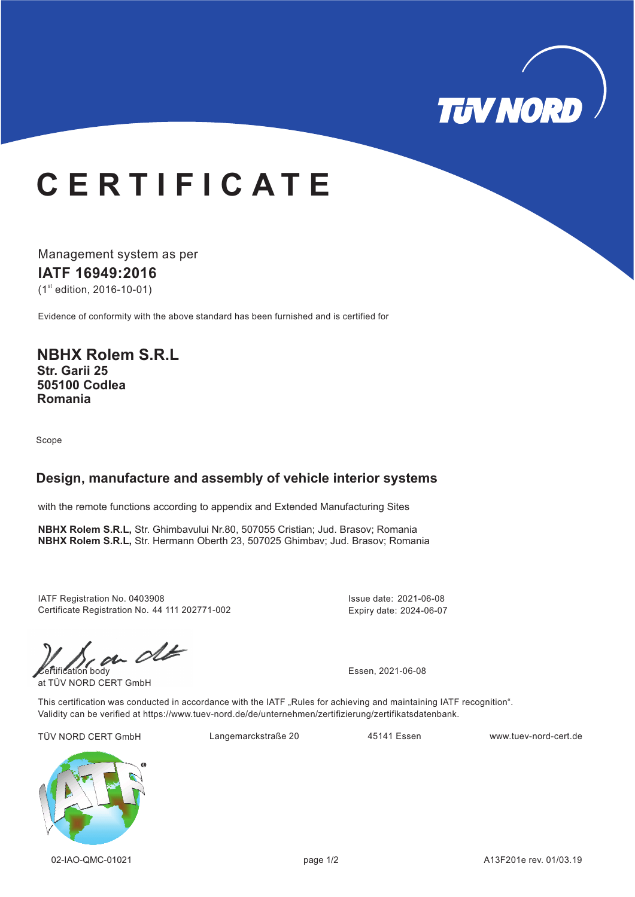TÜV NORD

# CERTIFICATE

Management system as per

## IATF 16949:2016

(1st edition, 2016-10-01)

Evidence of conformity with the above standard has been furnished and is certified for

**NBHX Rolem S.R.L**
**Str. Garii 25**
**505100 Codlea**
**Romania**

Scope

### Design, manufacture and assembly of vehicle interior systems

with the remote functions according to appendix and Extended Manufacturing Sites

**NBHX Rolem S.R.L,** Str. Ghimbavului Nr.80, 507055 Cristian; Jud. Brasov; Romania
**NBHX Rolem S.R.L,** Str. Hermann Oberth 23, 507025 Ghimbav; Jud. Brasov; Romania

IATF Registration No. 0403908
Certificate Registration No. 44 111 202771-002

Issue date: 2021-06-08
Expiry date: 2024-06-07

Certification body
at TÜV NORD CERT GmbH

Essen, 2021-06-08

This certification was conducted in accordance with the IATF „Rules for achieving and maintaining IATF recognition“.
Validity can be verified at https://www.tuev-nord.de/de/unternehmen/zertifizierung/zertifikatsdatenbank.

TÜV NORD CERT GmbH | Langemarckstraße 20 | 45141 Essen | www.tuev-nord-cert.de

02-IAO-QMC-01021 | A13F201e rev. 01/03.19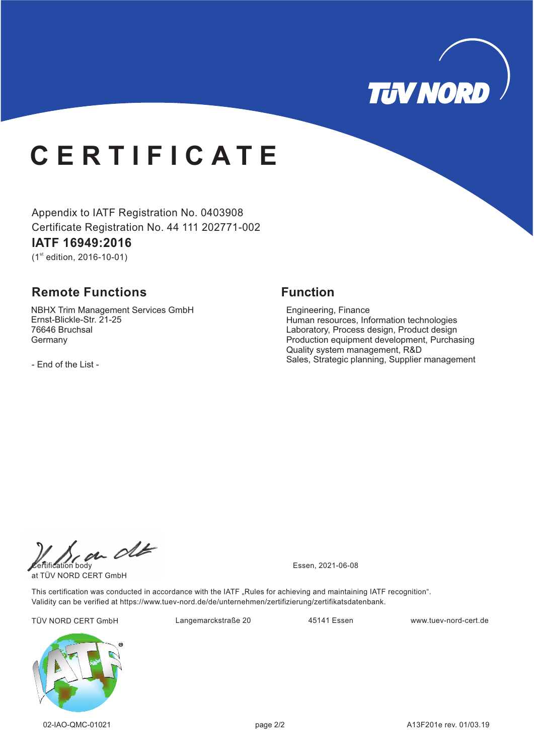# CERTIFICATE

Appendix to IATF Registration No. 0403908
Certificate Registration No. 44 111 202771-002

**IATF 16949:2016**

(1st edition, 2016-10-01)

## Remote Functions

NBHX Trim Management Services GmbH
Ernst-Blickle-Str. 21-25
76646 Bruchsal
Germany

- End of the List -

## Function

Engineering, Finance
Human resources, Information technologies
Laboratory, Process design, Product design
Production equipment development, Purchasing
Quality system management, R&D
Sales, Strategic planning, Supplier management

Certification body
at TÜV NORD CERT GmbH

Essen, 2021-06-08

This certification was conducted in accordance with the IATF „Rules for achieving and maintaining IATF recognition".
Validity can be verified at https://www.tuev-nord.de/de/unternehmen/zertifizierung/zertifikatsdatenbank.

TÜV NORD CERT GmbH Langemarckstraße 20 45141 Essen www.tuev-nord-cert.de

02-IAO-QMC-01021 A13F201e rev. 01/03.19